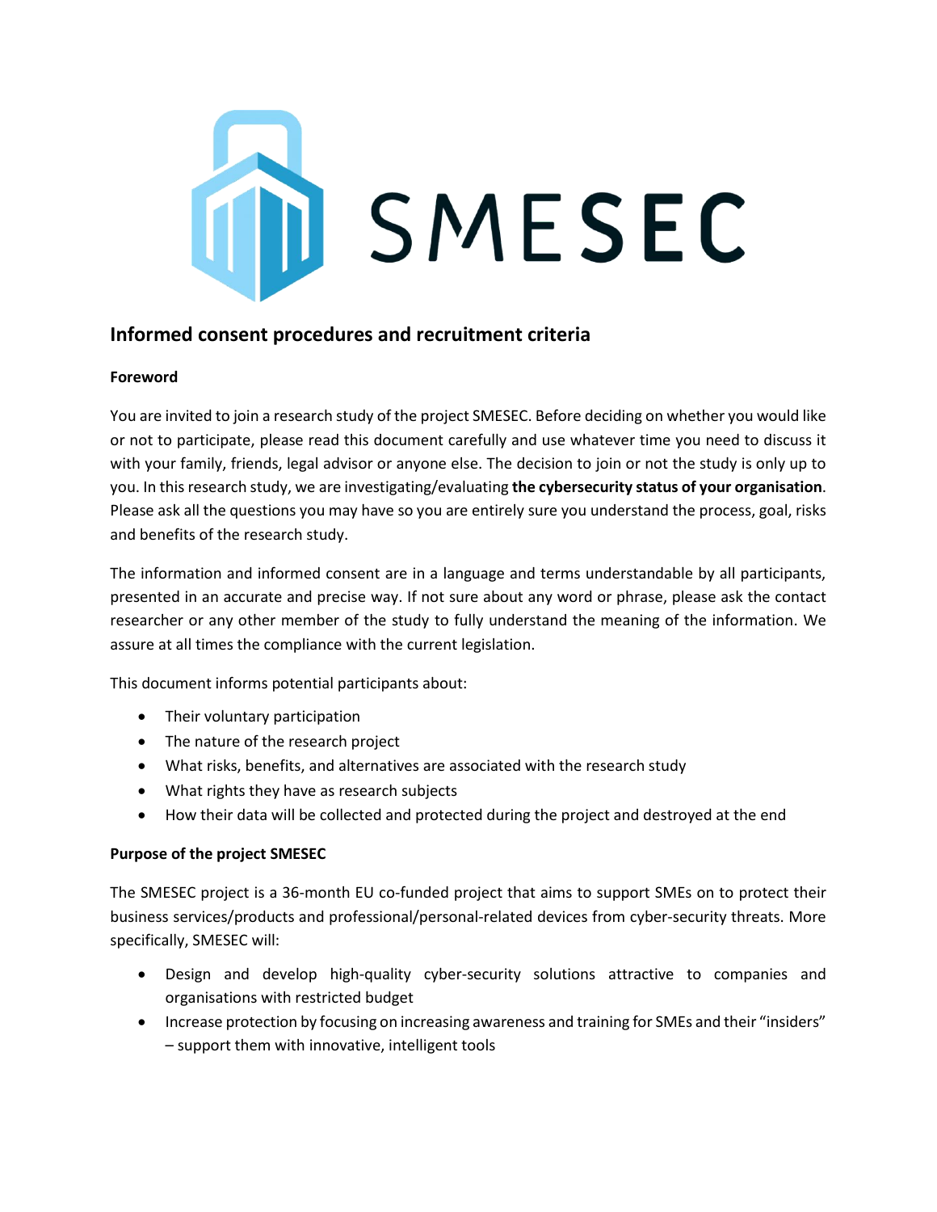# SMESEC

## Informed consent procedures and recruitment criteria

**Foreword**

You are invited to join a research study of the project SMESEC. Before deciding on whether you would like or not to participate, please read this document carefully and use whatever time you need to discuss it with your family, friends, legal advisor or anyone else. The decision to join or not the study is only up to you. In this research study, we are investigating/evaluating **the cybersecurity status of your organisation**. Please ask all the questions you may have so you are entirely sure you understand the process, goal, risks and benefits of the research study.

The information and informed consent are in a language and terms understandable by all participants, presented in an accurate and precise way. If not sure about any word or phrase, please ask the contact researcher or any other member of the study to fully understand the meaning of the information. We assure at all times the compliance with the current legislation.

This document informs potential participants about:

- Their voluntary participation
- The nature of the research project
- What risks, benefits, and alternatives are associated with the research study
- What rights they have as research subjects
- How their data will be collected and protected during the project and destroyed at the end

**Purpose of the project SMESEC**

The SMESEC project is a 36-month EU co-funded project that aims to support SMEs on to protect their business services/products and professional/personal-related devices from cyber-security threats. More specifically, SMESEC will:

- Design and develop high-quality cyber-security solutions attractive to companies and organisations with restricted budget
- Increase protection by focusing on increasing awareness and training for SMEs and their "insiders" – support them with innovative, intelligent tools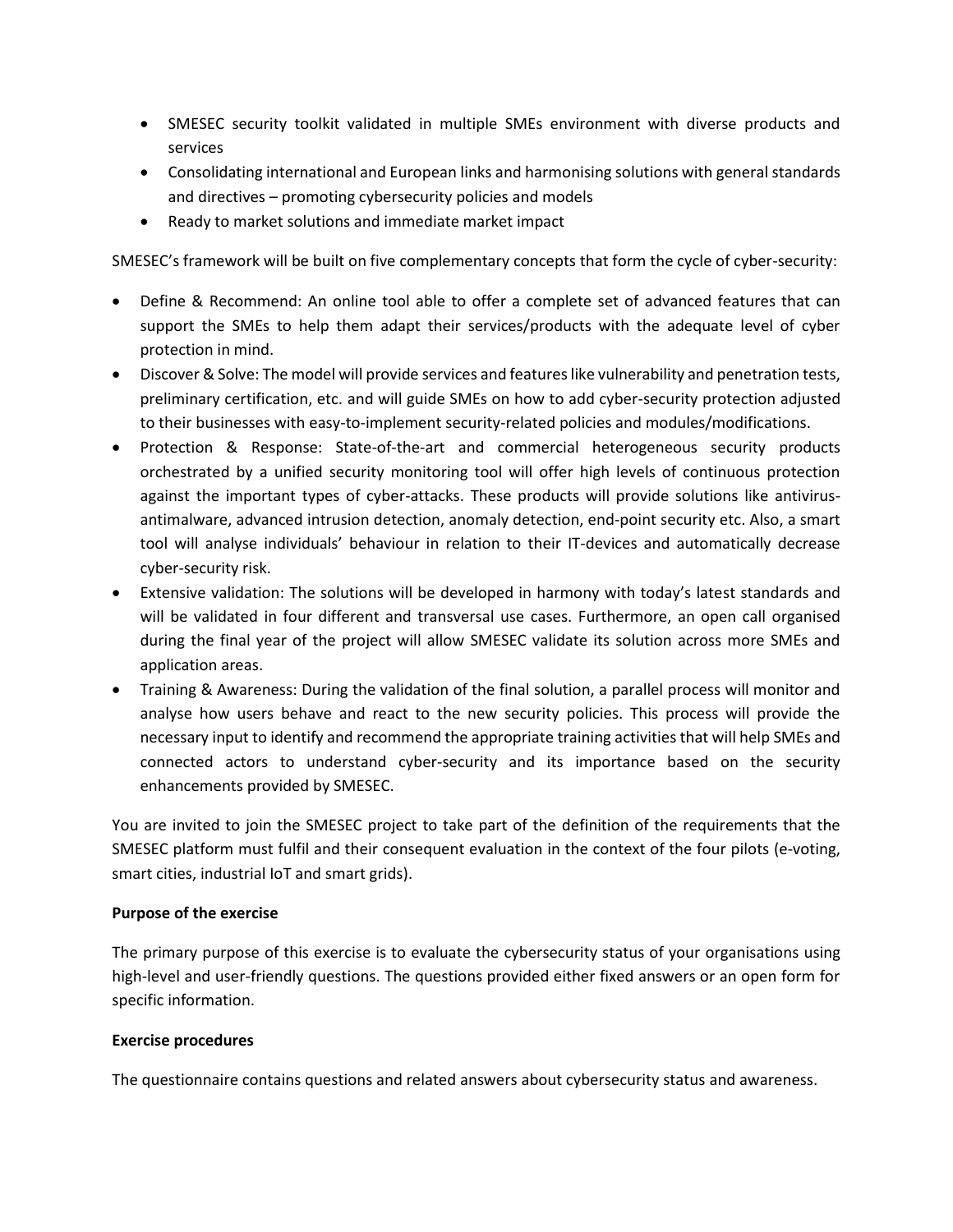- SMESEC security toolkit validated in multiple SMEs environment with diverse products and services
- Consolidating international and European links and harmonising solutions with general standards and directives – promoting cybersecurity policies and models
- Ready to market solutions and immediate market impact

SMESEC's framework will be built on five complementary concepts that form the cycle of cyber-security:

- Define & Recommend: An online tool able to offer a complete set of advanced features that can support the SMEs to help them adapt their services/products with the adequate level of cyber protection in mind.
- Discover & Solve: The model will provide services and features like vulnerability and penetration tests, preliminary certification, etc. and will guide SMEs on how to add cyber-security protection adjusted to their businesses with easy-to-implement security-related policies and modules/modifications.
- Protection & Response: State-of-the-art and commercial heterogeneous security products orchestrated by a unified security monitoring tool will offer high levels of continuous protection against the important types of cyber-attacks. These products will provide solutions like antivirus-antimalware, advanced intrusion detection, anomaly detection, end-point security etc. Also, a smart tool will analyse individuals' behaviour in relation to their IT-devices and automatically decrease cyber-security risk.
- Extensive validation: The solutions will be developed in harmony with today's latest standards and will be validated in four different and transversal use cases. Furthermore, an open call organised during the final year of the project will allow SMESEC validate its solution across more SMEs and application areas.
- Training & Awareness: During the validation of the final solution, a parallel process will monitor and analyse how users behave and react to the new security policies. This process will provide the necessary input to identify and recommend the appropriate training activities that will help SMEs and connected actors to understand cyber-security and its importance based on the security enhancements provided by SMESEC.

You are invited to join the SMESEC project to take part of the definition of the requirements that the SMESEC platform must fulfil and their consequent evaluation in the context of the four pilots (e-voting, smart cities, industrial IoT and smart grids).

**Purpose of the exercise**

The primary purpose of this exercise is to evaluate the cybersecurity status of your organisations using high-level and user-friendly questions. The questions provided either fixed answers or an open form for specific information.

**Exercise procedures**

The questionnaire contains questions and related answers about cybersecurity status and awareness.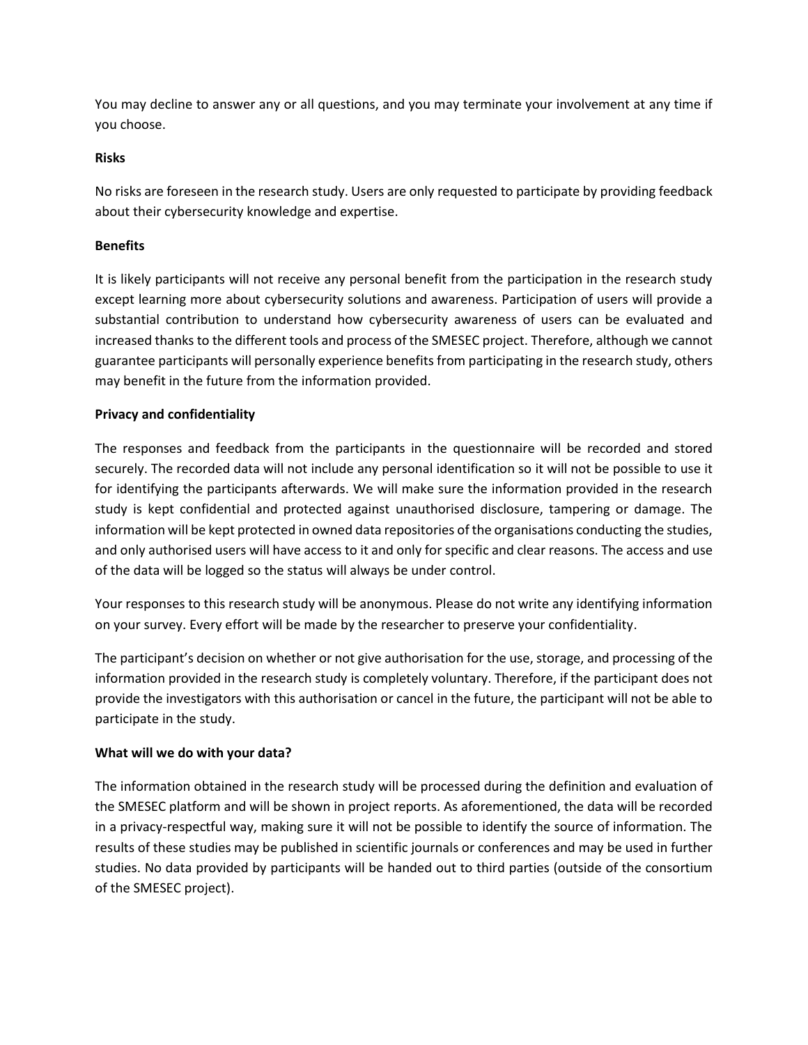You may decline to answer any or all questions, and you may terminate your involvement at any time if you choose.

**Risks**

No risks are foreseen in the research study. Users are only requested to participate by providing feedback about their cybersecurity knowledge and expertise.

**Benefits**

It is likely participants will not receive any personal benefit from the participation in the research study except learning more about cybersecurity solutions and awareness. Participation of users will provide a substantial contribution to understand how cybersecurity awareness of users can be evaluated and increased thanks to the different tools and process of the SMESEC project. Therefore, although we cannot guarantee participants will personally experience benefits from participating in the research study, others may benefit in the future from the information provided.

**Privacy and confidentiality**

The responses and feedback from the participants in the questionnaire will be recorded and stored securely. The recorded data will not include any personal identification so it will not be possible to use it for identifying the participants afterwards. We will make sure the information provided in the research study is kept confidential and protected against unauthorised disclosure, tampering or damage. The information will be kept protected in owned data repositories of the organisations conducting the studies, and only authorised users will have access to it and only for specific and clear reasons. The access and use of the data will be logged so the status will always be under control.

Your responses to this research study will be anonymous. Please do not write any identifying information on your survey. Every effort will be made by the researcher to preserve your confidentiality.

The participant's decision on whether or not give authorisation for the use, storage, and processing of the information provided in the research study is completely voluntary. Therefore, if the participant does not provide the investigators with this authorisation or cancel in the future, the participant will not be able to participate in the study.

**What will we do with your data?**

The information obtained in the research study will be processed during the definition and evaluation of the SMESEC platform and will be shown in project reports. As aforementioned, the data will be recorded in a privacy-respectful way, making sure it will not be possible to identify the source of information. The results of these studies may be published in scientific journals or conferences and may be used in further studies. No data provided by participants will be handed out to third parties (outside of the consortium of the SMESEC project).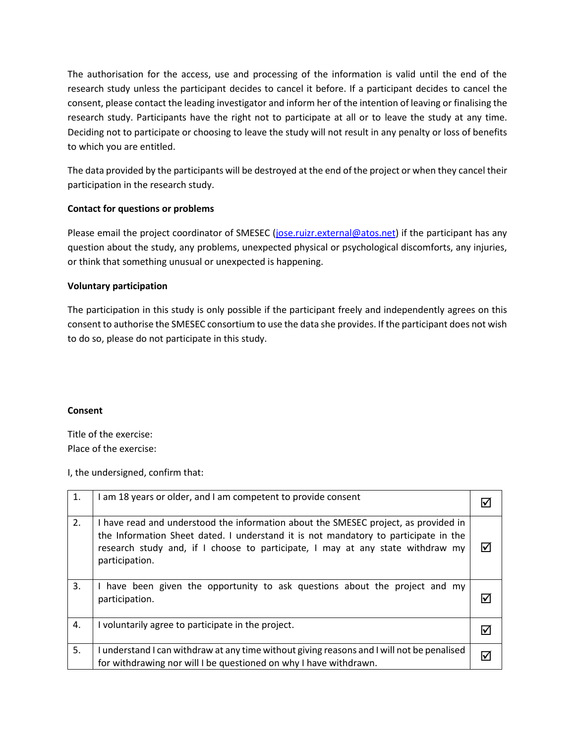The authorisation for the access, use and processing of the information is valid until the end of the research study unless the participant decides to cancel it before. If a participant decides to cancel the consent, please contact the leading investigator and inform her of the intention of leaving or finalising the research study. Participants have the right not to participate at all or to leave the study at any time. Deciding not to participate or choosing to leave the study will not result in any penalty or loss of benefits to which you are entitled.

The data provided by the participants will be destroyed at the end of the project or when they cancel their participation in the research study.

**Contact for questions or problems**

Please email the project coordinator of SMESEC (jose.ruizr.external@atos.net) if the participant has any question about the study, any problems, unexpected physical or psychological discomforts, any injuries, or think that something unusual or unexpected is happening.

**Voluntary participation**

The participation in this study is only possible if the participant freely and independently agrees on this consent to authorise the SMESEC consortium to use the data she provides. If the participant does not wish to do so, please do not participate in this study.

**Consent**

Title of the exercise:
Place of the exercise:

I, the undersigned, confirm that:

| | | |
|---|---|---|
| 1. | I am 18 years or older, and I am competent to provide consent | ☑ |
| 2. | I have read and understood the information about the SMESEC project, as provided in the Information Sheet dated. I understand it is not mandatory to participate in the research study and, if I choose to participate, I may at any state withdraw my participation. | ☑ |
| 3. | I have been given the opportunity to ask questions about the project and my participation. | ☑ |
| 4. | I voluntarily agree to participate in the project. | ☑ |
| 5. | I understand I can withdraw at any time without giving reasons and I will not be penalised for withdrawing nor will I be questioned on why I have withdrawn. | ☑ |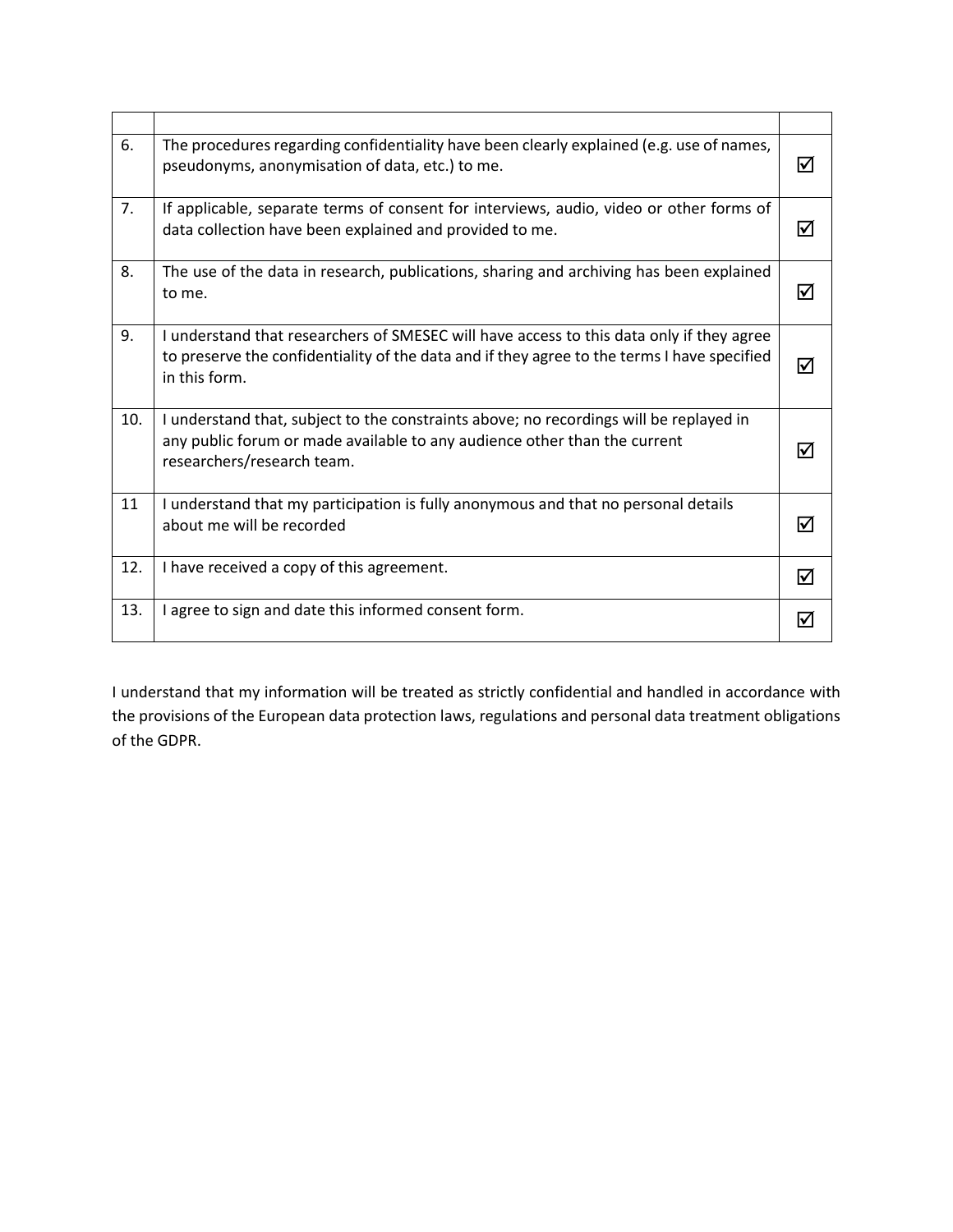| | | |
|---|---|---|
| 6. | The procedures regarding confidentiality have been clearly explained (e.g. use of names, pseudonyms, anonymisation of data, etc.) to me. | ☑ |
| 7. | If applicable, separate terms of consent for interviews, audio, video or other forms of data collection have been explained and provided to me. | ☑ |
| 8. | The use of the data in research, publications, sharing and archiving has been explained to me. | ☑ |
| 9. | I understand that researchers of SMESEC will have access to this data only if they agree to preserve the confidentiality of the data and if they agree to the terms I have specified in this form. | ☑ |
| 10. | I understand that, subject to the constraints above; no recordings will be replayed in any public forum or made available to any audience other than the current researchers/research team. | ☑ |
| 11 | I understand that my participation is fully anonymous and that no personal details about me will be recorded | ☑ |
| 12. | I have received a copy of this agreement. | ☑ |
| 13. | I agree to sign and date this informed consent form. | ☑ |

I understand that my information will be treated as strictly confidential and handled in accordance with the provisions of the European data protection laws, regulations and personal data treatment obligations of the GDPR.